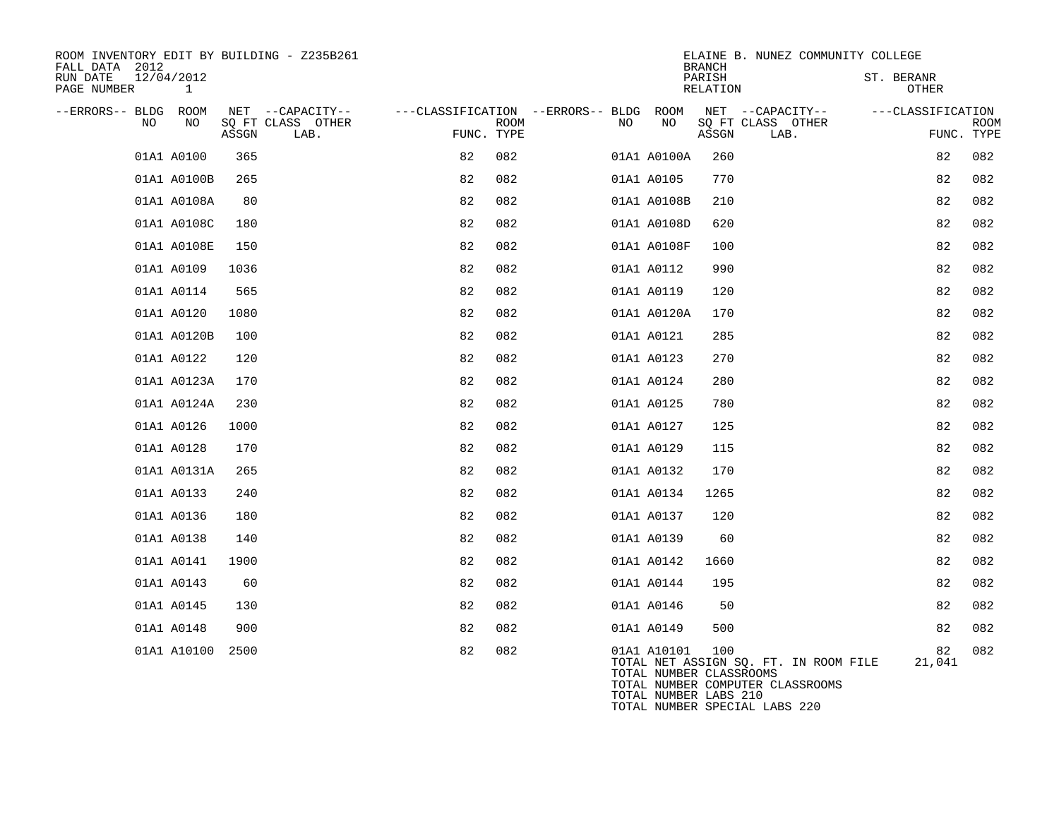ROOM INVENTORY EDIT BY BUILDING - Z235B261
FALL DATA 2012
RUN DATE 12/04/2012
PAGE NUMBER 1

ELAINE B. NUNEZ COMMUNITY COLLEGE
BRANCH
PARISH ST. BERANR
RELATION OTHER

| --ERRORS-- | BLDG NO | ROOM NO | NET SQ FT ASSGN | --CAPACITY-- CLASS | OTHER LAB. | ---CLASSIFICATION FUNC. | ROOM TYPE | --ERRORS-- | BLDG NO | ROOM NO | NET SQ FT ASSGN | --CAPACITY-- CLASS | OTHER LAB. | ---CLASSIFICATION FUNC. | ROOM TYPE |
|---|---|---|---|---|---|---|---|---|---|---|---|---|---|---|---|
| | 01A1 | A0100 | 365 | | | 82 | 082 | | 01A1 | A0100A | 260 | | | 82 | 082 |
| | 01A1 | A0100B | 265 | | | 82 | 082 | | 01A1 | A0105 | 770 | | | 82 | 082 |
| | 01A1 | A0108A | 80 | | | 82 | 082 | | 01A1 | A0108B | 210 | | | 82 | 082 |
| | 01A1 | A0108C | 180 | | | 82 | 082 | | 01A1 | A0108D | 620 | | | 82 | 082 |
| | 01A1 | A0108E | 150 | | | 82 | 082 | | 01A1 | A0108F | 100 | | | 82 | 082 |
| | 01A1 | A0109 | 1036 | | | 82 | 082 | | 01A1 | A0112 | 990 | | | 82 | 082 |
| | 01A1 | A0114 | 565 | | | 82 | 082 | | 01A1 | A0119 | 120 | | | 82 | 082 |
| | 01A1 | A0120 | 1080 | | | 82 | 082 | | 01A1 | A0120A | 170 | | | 82 | 082 |
| | 01A1 | A0120B | 100 | | | 82 | 082 | | 01A1 | A0121 | 285 | | | 82 | 082 |
| | 01A1 | A0122 | 120 | | | 82 | 082 | | 01A1 | A0123 | 270 | | | 82 | 082 |
| | 01A1 | A0123A | 170 | | | 82 | 082 | | 01A1 | A0124 | 280 | | | 82 | 082 |
| | 01A1 | A0124A | 230 | | | 82 | 082 | | 01A1 | A0125 | 780 | | | 82 | 082 |
| | 01A1 | A0126 | 1000 | | | 82 | 082 | | 01A1 | A0127 | 125 | | | 82 | 082 |
| | 01A1 | A0128 | 170 | | | 82 | 082 | | 01A1 | A0129 | 115 | | | 82 | 082 |
| | 01A1 | A0131A | 265 | | | 82 | 082 | | 01A1 | A0132 | 170 | | | 82 | 082 |
| | 01A1 | A0133 | 240 | | | 82 | 082 | | 01A1 | A0134 | 1265 | | | 82 | 082 |
| | 01A1 | A0136 | 180 | | | 82 | 082 | | 01A1 | A0137 | 120 | | | 82 | 082 |
| | 01A1 | A0138 | 140 | | | 82 | 082 | | 01A1 | A0139 | 60 | | | 82 | 082 |
| | 01A1 | A0141 | 1900 | | | 82 | 082 | | 01A1 | A0142 | 1660 | | | 82 | 082 |
| | 01A1 | A0143 | 60 | | | 82 | 082 | | 01A1 | A0144 | 195 | | | 82 | 082 |
| | 01A1 | A0145 | 130 | | | 82 | 082 | | 01A1 | A0146 | 50 | | | 82 | 082 |
| | 01A1 | A0148 | 900 | | | 82 | 082 | | 01A1 | A0149 | 500 | | | 82 | 082 |
| | 01A1 | A10100 | 2500 | | | 82 | 082 | | 01A1 | A10101 | 100 | | | 82 | 082 |

TOTAL NET ASSIGN SQ. FT. IN ROOM FILE 21,041
TOTAL NUMBER CLASSROOMS
TOTAL NUMBER COMPUTER CLASSROOMS
TOTAL NUMBER LABS 210
TOTAL NUMBER SPECIAL LABS 220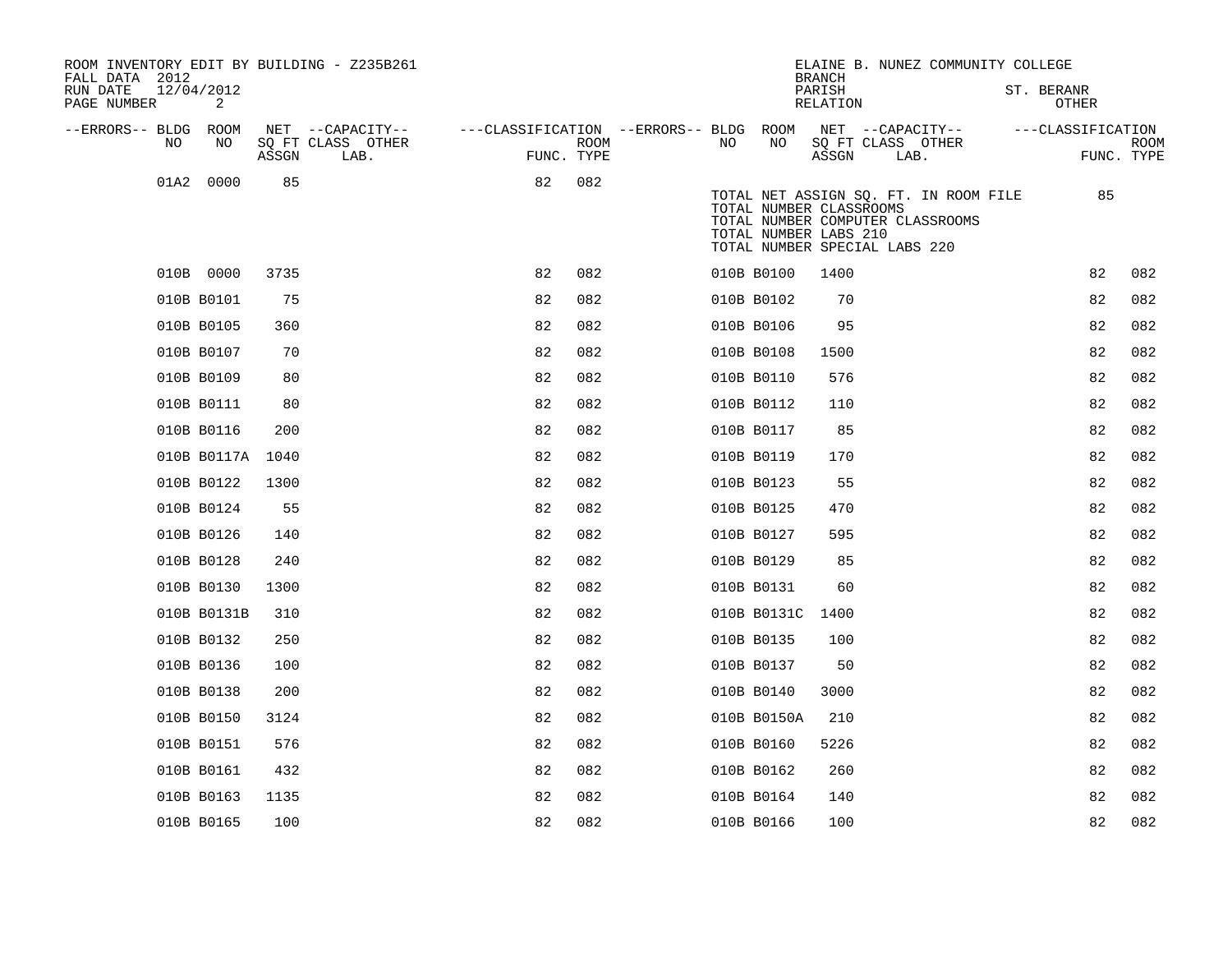ROOM INVENTORY EDIT BY BUILDING - Z235B261
FALL DATA 2012
RUN DATE 12/04/2012
PAGE NUMBER 2

ELAINE B. NUNEZ COMMUNITY COLLEGE
BRANCH
PARISH ST. BERANR
RELATION OTHER

| --ERRORS-- | BLDG NO | ROOM NO | NET SQ FT ASSGN | --CAPACITY-- CLASS LAB. | OTHER | ---CLASSIFICATION FUNC. | ROOM TYPE | --ERRORS-- | BLDG NO | ROOM NO | NET SQ FT ASSGN | --CAPACITY-- CLASS LAB. | OTHER | ---CLASSIFICATION FUNC. | ROOM TYPE |
|---|---|---|---|---|---|---|---|---|---|---|---|---|---|---|---|
| | 01A2 | 0000 | 85 | | | 82 | 082 | | | | | | | | |

TOTAL NET ASSIGN SQ. FT. IN ROOM FILE 85
TOTAL NUMBER CLASSROOMS
TOTAL NUMBER COMPUTER CLASSROOMS
TOTAL NUMBER LABS 210
TOTAL NUMBER SPECIAL LABS 220

| --ERRORS-- | BLDG NO | ROOM NO | NET SQ FT ASSGN | --CAPACITY-- CLASS LAB. | OTHER | ---CLASSIFICATION FUNC. | ROOM TYPE | --ERRORS-- | BLDG NO | ROOM NO | NET SQ FT ASSGN | --CAPACITY-- CLASS LAB. | OTHER | ---CLASSIFICATION FUNC. | ROOM TYPE |
|---|---|---|---|---|---|---|---|---|---|---|---|---|---|---|---|
| | 010B | 0000 | 3735 | | | 82 | 082 | | 010B | B0100 | 1400 | | | 82 | 082 |
| | 010B | B0101 | 75 | | | 82 | 082 | | 010B | B0102 | 70 | | | 82 | 082 |
| | 010B | B0105 | 360 | | | 82 | 082 | | 010B | B0106 | 95 | | | 82 | 082 |
| | 010B | B0107 | 70 | | | 82 | 082 | | 010B | B0108 | 1500 | | | 82 | 082 |
| | 010B | B0109 | 80 | | | 82 | 082 | | 010B | B0110 | 576 | | | 82 | 082 |
| | 010B | B0111 | 80 | | | 82 | 082 | | 010B | B0112 | 110 | | | 82 | 082 |
| | 010B | B0116 | 200 | | | 82 | 082 | | 010B | B0117 | 85 | | | 82 | 082 |
| | 010B | B0117A | 1040 | | | 82 | 082 | | 010B | B0119 | 170 | | | 82 | 082 |
| | 010B | B0122 | 1300 | | | 82 | 082 | | 010B | B0123 | 55 | | | 82 | 082 |
| | 010B | B0124 | 55 | | | 82 | 082 | | 010B | B0125 | 470 | | | 82 | 082 |
| | 010B | B0126 | 140 | | | 82 | 082 | | 010B | B0127 | 595 | | | 82 | 082 |
| | 010B | B0128 | 240 | | | 82 | 082 | | 010B | B0129 | 85 | | | 82 | 082 |
| | 010B | B0130 | 1300 | | | 82 | 082 | | 010B | B0131 | 60 | | | 82 | 082 |
| | 010B | B0131B | 310 | | | 82 | 082 | | 010B | B0131C | 1400 | | | 82 | 082 |
| | 010B | B0132 | 250 | | | 82 | 082 | | 010B | B0135 | 100 | | | 82 | 082 |
| | 010B | B0136 | 100 | | | 82 | 082 | | 010B | B0137 | 50 | | | 82 | 082 |
| | 010B | B0138 | 200 | | | 82 | 082 | | 010B | B0140 | 3000 | | | 82 | 082 |
| | 010B | B0150 | 3124 | | | 82 | 082 | | 010B | B0150A | 210 | | | 82 | 082 |
| | 010B | B0151 | 576 | | | 82 | 082 | | 010B | B0160 | 5226 | | | 82 | 082 |
| | 010B | B0161 | 432 | | | 82 | 082 | | 010B | B0162 | 260 | | | 82 | 082 |
| | 010B | B0163 | 1135 | | | 82 | 082 | | 010B | B0164 | 140 | | | 82 | 082 |
| | 010B | B0165 | 100 | | | 82 | 082 | | 010B | B0166 | 100 | | | 82 | 082 |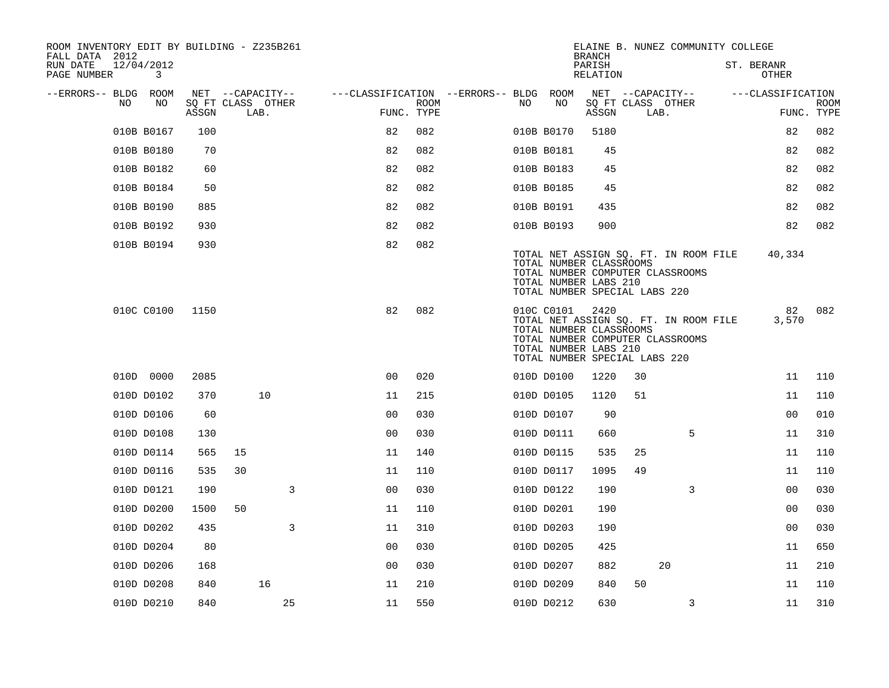ROOM INVENTORY EDIT BY BUILDING - Z235B261
FALL DATA 2012
RUN DATE 12/04/2012

ELAINE B. NUNEZ COMMUNITY COLLEGE
BRANCH
PARISH ST. BERANR
RELATION OTHER

| --ERRORS-- | BLDG NO | ROOM NO | NET SQ FT ASSGN | CAPACITY CLASS | CAPACITY LAB. | CAPACITY OTHER | CLASSIFICATION FUNC. | ROOM TYPE | --ERRORS-- | BLDG NO | ROOM NO | NET SQ FT ASSGN | CAPACITY CLASS | CAPACITY LAB. | CAPACITY OTHER | CLASSIFICATION FUNC. | ROOM TYPE |
|---|---|---|---|---|---|---|---|---|---|---|---|---|---|---|---|---|---|
| | 010B | B0167 | 100 | | | | 82 | 082 | | 010B | B0170 | 5180 | | | | 82 | 082 |
| | 010B | B0180 | 70 | | | | 82 | 082 | | 010B | B0181 | 45 | | | | 82 | 082 |
| | 010B | B0182 | 60 | | | | 82 | 082 | | 010B | B0183 | 45 | | | | 82 | 082 |
| | 010B | B0184 | 50 | | | | 82 | 082 | | 010B | B0185 | 45 | | | | 82 | 082 |
| | 010B | B0190 | 885 | | | | 82 | 082 | | 010B | B0191 | 435 | | | | 82 | 082 |
| | 010B | B0192 | 930 | | | | 82 | 082 | | 010B | B0193 | 900 | | | | 82 | 082 |
| | 010B | B0194 | 930 | | | | 82 | 082 | | | | | | | | | |

TOTAL NET ASSIGN SQ. FT. IN ROOM FILE 40,334
TOTAL NUMBER CLASSROOMS
TOTAL NUMBER COMPUTER CLASSROOMS
TOTAL NUMBER LABS 210
TOTAL NUMBER SPECIAL LABS 220

| --ERRORS-- | BLDG NO | ROOM NO | NET SQ FT ASSGN | CAPACITY CLASS | CAPACITY LAB. | CAPACITY OTHER | CLASSIFICATION FUNC. | ROOM TYPE | --ERRORS-- | BLDG NO | ROOM NO | NET SQ FT ASSGN | CAPACITY CLASS | CAPACITY LAB. | CAPACITY OTHER | CLASSIFICATION FUNC. | ROOM TYPE |
|---|---|---|---|---|---|---|---|---|---|---|---|---|---|---|---|---|---|
| | 010C | C0100 | 1150 | | | | 82 | 082 | | 010C | C0101 | 2420 | | | | 82 | 082 |

TOTAL NET ASSIGN SQ. FT. IN ROOM FILE 3,570
TOTAL NUMBER CLASSROOMS
TOTAL NUMBER COMPUTER CLASSROOMS
TOTAL NUMBER LABS 210
TOTAL NUMBER SPECIAL LABS 220

| --ERRORS-- | BLDG NO | ROOM NO | NET SQ FT ASSGN | CAPACITY CLASS | CAPACITY LAB. | CAPACITY OTHER | CLASSIFICATION FUNC. | ROOM TYPE | --ERRORS-- | BLDG NO | ROOM NO | NET SQ FT ASSGN | CAPACITY CLASS | CAPACITY LAB. | CAPACITY OTHER | CLASSIFICATION FUNC. | ROOM TYPE |
|---|---|---|---|---|---|---|---|---|---|---|---|---|---|---|---|---|---|
| | 010D | 0000 | 2085 | | | | 00 | 020 | | 010D | D0100 | 1220 | 30 | | | 11 | 110 |
| | 010D | D0102 | 370 | | 10 | | 11 | 215 | | 010D | D0105 | 1120 | 51 | | | 11 | 110 |
| | 010D | D0106 | 60 | | | | 00 | 030 | | 010D | D0107 | 90 | | | | 00 | 010 |
| | 010D | D0108 | 130 | | | | 00 | 030 | | 010D | D0111 | 660 | | | 5 | 11 | 310 |
| | 010D | D0114 | 565 | 15 | | | 11 | 140 | | 010D | D0115 | 535 | 25 | | | 11 | 110 |
| | 010D | D0116 | 535 | 30 | | | 11 | 110 | | 010D | D0117 | 1095 | 49 | | | 11 | 110 |
| | 010D | D0121 | 190 | | | 3 | 00 | 030 | | 010D | D0122 | 190 | | | 3 | 00 | 030 |
| | 010D | D0200 | 1500 | 50 | | | 11 | 110 | | 010D | D0201 | 190 | | | | 00 | 030 |
| | 010D | D0202 | 435 | | | 3 | 11 | 310 | | 010D | D0203 | 190 | | | | 00 | 030 |
| | 010D | D0204 | 80 | | | | 00 | 030 | | 010D | D0205 | 425 | | | | 11 | 650 |
| | 010D | D0206 | 168 | | | | 00 | 030 | | 010D | D0207 | 882 | | 20 | | 11 | 210 |
| | 010D | D0208 | 840 | | 16 | | 11 | 210 | | 010D | D0209 | 840 | 50 | | | 11 | 110 |
| | 010D | D0210 | 840 | | | 25 | 11 | 550 | | 010D | D0212 | 630 | | | 3 | 11 | 310 |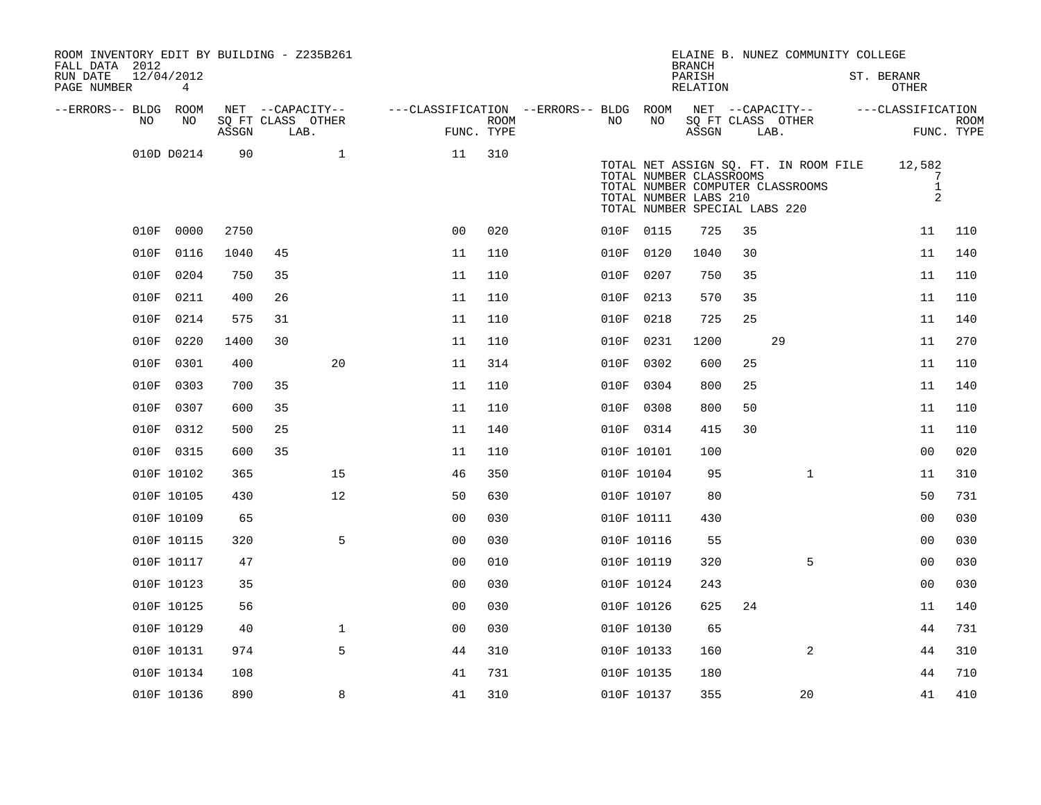ROOM INVENTORY EDIT BY BUILDING - Z235B261
FALL DATA 2012
RUN DATE 12/04/2012
PAGE NUMBER 4

ELAINE B. NUNEZ COMMUNITY COLLEGE
BRANCH
PARISH ST. BERANR
RELATION OTHER

| --ERRORS-- | BLDG NO | ROOM NO | NET SQ FT ASSGN | CAPACITY CLASS LAB. | CAPACITY OTHER | CLASSIFICATION FUNC. | ROOM TYPE | --ERRORS-- | BLDG NO | ROOM NO | NET SQ FT ASSGN | CAPACITY CLASS LAB. | CAPACITY OTHER | CLASSIFICATION FUNC. | ROOM TYPE |
|---|---|---|---|---|---|---|---|---|---|---|---|---|---|---|---|
| | 010D | D0214 | 90 | | 1 | 11 | 310 | | | | | | | | |

TOTAL NET ASSIGN SQ. FT. IN ROOM FILE 12,582
TOTAL NUMBER CLASSROOMS 7
TOTAL NUMBER COMPUTER CLASSROOMS 1
TOTAL NUMBER LABS 210 2
TOTAL NUMBER SPECIAL LABS 220

| --ERRORS-- | BLDG NO | ROOM NO | NET SQ FT ASSGN | CAPACITY CLASS LAB. | CAPACITY OTHER | CLASSIFICATION FUNC. | ROOM TYPE | --ERRORS-- | BLDG NO | ROOM NO | NET SQ FT ASSGN | CAPACITY CLASS LAB. | CAPACITY OTHER | CLASSIFICATION FUNC. | ROOM TYPE |
|---|---|---|---|---|---|---|---|---|---|---|---|---|---|---|---|
| | 010F | 0000 | 2750 | | | 00 | 020 | | 010F | 0115 | 725 | 35 | | 11 | 110 |
| | 010F | 0116 | 1040 | 45 | | 11 | 110 | | 010F | 0120 | 1040 | 30 | | 11 | 140 |
| | 010F | 0204 | 750 | 35 | | 11 | 110 | | 010F | 0207 | 750 | 35 | | 11 | 110 |
| | 010F | 0211 | 400 | 26 | | 11 | 110 | | 010F | 0213 | 570 | 35 | | 11 | 110 |
| | 010F | 0214 | 575 | 31 | | 11 | 110 | | 010F | 0218 | 725 | 25 | | 11 | 140 |
| | 010F | 0220 | 1400 | 30 | | 11 | 110 | | 010F | 0231 | 1200 | 29 | | 11 | 270 |
| | 010F | 0301 | 400 | | 20 | 11 | 314 | | 010F | 0302 | 600 | 25 | | 11 | 110 |
| | 010F | 0303 | 700 | 35 | | 11 | 110 | | 010F | 0304 | 800 | 25 | | 11 | 140 |
| | 010F | 0307 | 600 | 35 | | 11 | 110 | | 010F | 0308 | 800 | 50 | | 11 | 110 |
| | 010F | 0312 | 500 | 25 | | 11 | 140 | | 010F | 0314 | 415 | 30 | | 11 | 110 |
| | 010F | 0315 | 600 | 35 | | 11 | 110 | | 010F | 10101 | 100 | | | 00 | 020 |
| | 010F | 10102 | 365 | | 15 | 46 | 350 | | 010F | 10104 | 95 | | 1 | 11 | 310 |
| | 010F | 10105 | 430 | | 12 | 50 | 630 | | 010F | 10107 | 80 | | | 50 | 731 |
| | 010F | 10109 | 65 | | | 00 | 030 | | 010F | 10111 | 430 | | | 00 | 030 |
| | 010F | 10115 | 320 | | 5 | 00 | 030 | | 010F | 10116 | 55 | | | 00 | 030 |
| | 010F | 10117 | 47 | | | 00 | 010 | | 010F | 10119 | 320 | | 5 | 00 | 030 |
| | 010F | 10123 | 35 | | | 00 | 030 | | 010F | 10124 | 243 | | | 00 | 030 |
| | 010F | 10125 | 56 | | | 00 | 030 | | 010F | 10126 | 625 | 24 | | 11 | 140 |
| | 010F | 10129 | 40 | | 1 | 00 | 030 | | 010F | 10130 | 65 | | | 44 | 731 |
| | 010F | 10131 | 974 | | 5 | 44 | 310 | | 010F | 10133 | 160 | | 2 | 44 | 310 |
| | 010F | 10134 | 108 | | | 41 | 731 | | 010F | 10135 | 180 | | | 44 | 710 |
| | 010F | 10136 | 890 | | 8 | 41 | 310 | | 010F | 10137 | 355 | | 20 | 41 | 410 |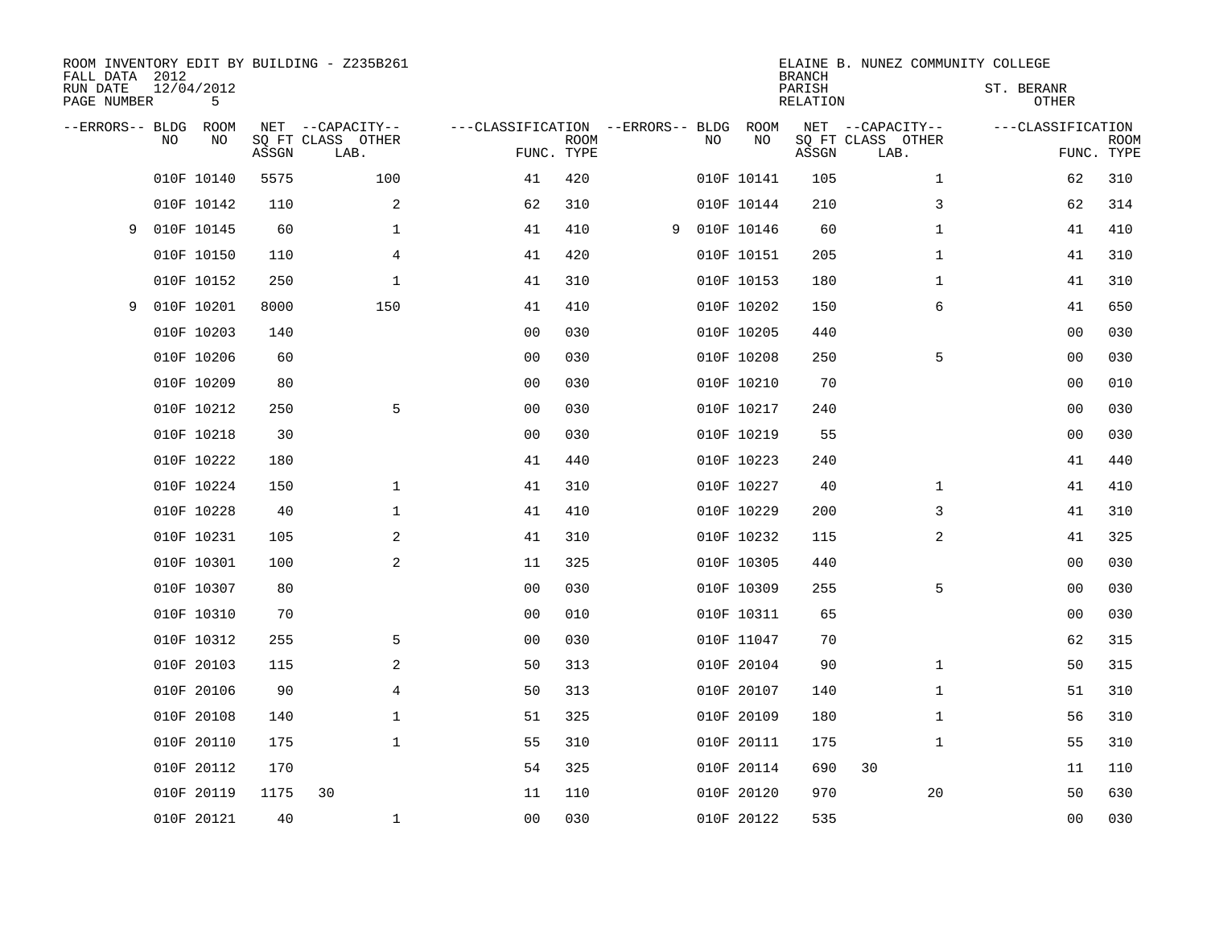ROOM INVENTORY EDIT BY BUILDING - Z235B261
FALL DATA 2012
RUN DATE 12/04/2012
PAGE NUMBER 5

ELAINE B. NUNEZ COMMUNITY COLLEGE
BRANCH
PARISH ST. BERANR
RELATION OTHER

| --ERRORS-- | BLDG NO | ROOM NO | NET SQ FT ASSGN | --CAPACITY-- CLASS | OTHER LAB. | ---CLASSIFICATION FUNC. | ROOM TYPE | --ERRORS-- | BLDG NO | ROOM NO | NET SQ FT ASSGN | --CAPACITY-- CLASS | OTHER LAB. | ---CLASSIFICATION FUNC. | ROOM TYPE |
|---|---|---|---|---|---|---|---|---|---|---|---|---|---|---|---|
| | 010F | 10140 | 5575 | | 100 | 41 | 420 | | 010F | 10141 | 105 | | 1 | 62 | 310 |
| | 010F | 10142 | 110 | | 2 | 62 | 310 | | 010F | 10144 | 210 | | 3 | 62 | 314 |
| 9 | 010F | 10145 | 60 | | 1 | 41 | 410 | 9 | 010F | 10146 | 60 | | 1 | 41 | 410 |
| | 010F | 10150 | 110 | | 4 | 41 | 420 | | 010F | 10151 | 205 | | 1 | 41 | 310 |
| | 010F | 10152 | 250 | | 1 | 41 | 310 | | 010F | 10153 | 180 | | 1 | 41 | 310 |
| 9 | 010F | 10201 | 8000 | | 150 | 41 | 410 | | 010F | 10202 | 150 | | 6 | 41 | 650 |
| | 010F | 10203 | 140 | | | 00 | 030 | | 010F | 10205 | 440 | | | 00 | 030 |
| | 010F | 10206 | 60 | | | 00 | 030 | | 010F | 10208 | 250 | | 5 | 00 | 030 |
| | 010F | 10209 | 80 | | | 00 | 030 | | 010F | 10210 | 70 | | | 00 | 010 |
| | 010F | 10212 | 250 | | 5 | 00 | 030 | | 010F | 10217 | 240 | | | 00 | 030 |
| | 010F | 10218 | 30 | | | 00 | 030 | | 010F | 10219 | 55 | | | 00 | 030 |
| | 010F | 10222 | 180 | | | 41 | 440 | | 010F | 10223 | 240 | | | 41 | 440 |
| | 010F | 10224 | 150 | | 1 | 41 | 310 | | 010F | 10227 | 40 | | 1 | 41 | 410 |
| | 010F | 10228 | 40 | | 1 | 41 | 410 | | 010F | 10229 | 200 | | 3 | 41 | 310 |
| | 010F | 10231 | 105 | | 2 | 41 | 310 | | 010F | 10232 | 115 | | 2 | 41 | 325 |
| | 010F | 10301 | 100 | | 2 | 11 | 325 | | 010F | 10305 | 440 | | | 00 | 030 |
| | 010F | 10307 | 80 | | | 00 | 030 | | 010F | 10309 | 255 | | 5 | 00 | 030 |
| | 010F | 10310 | 70 | | | 00 | 010 | | 010F | 10311 | 65 | | | 00 | 030 |
| | 010F | 10312 | 255 | | 5 | 00 | 030 | | 010F | 11047 | 70 | | | 62 | 315 |
| | 010F | 20103 | 115 | | 2 | 50 | 313 | | 010F | 20104 | 90 | | 1 | 50 | 315 |
| | 010F | 20106 | 90 | | 4 | 50 | 313 | | 010F | 20107 | 140 | | 1 | 51 | 310 |
| | 010F | 20108 | 140 | | 1 | 51 | 325 | | 010F | 20109 | 180 | | 1 | 56 | 310 |
| | 010F | 20110 | 175 | | 1 | 55 | 310 | | 010F | 20111 | 175 | | 1 | 55 | 310 |
| | 010F | 20112 | 170 | | | 54 | 325 | | 010F | 20114 | 690 | 30 | | 11 | 110 |
| | 010F | 20119 | 1175 | 30 | | 11 | 110 | | 010F | 20120 | 970 | | 20 | 50 | 630 |
| | 010F | 20121 | 40 | | 1 | 00 | 030 | | 010F | 20122 | 535 | | | 00 | 030 |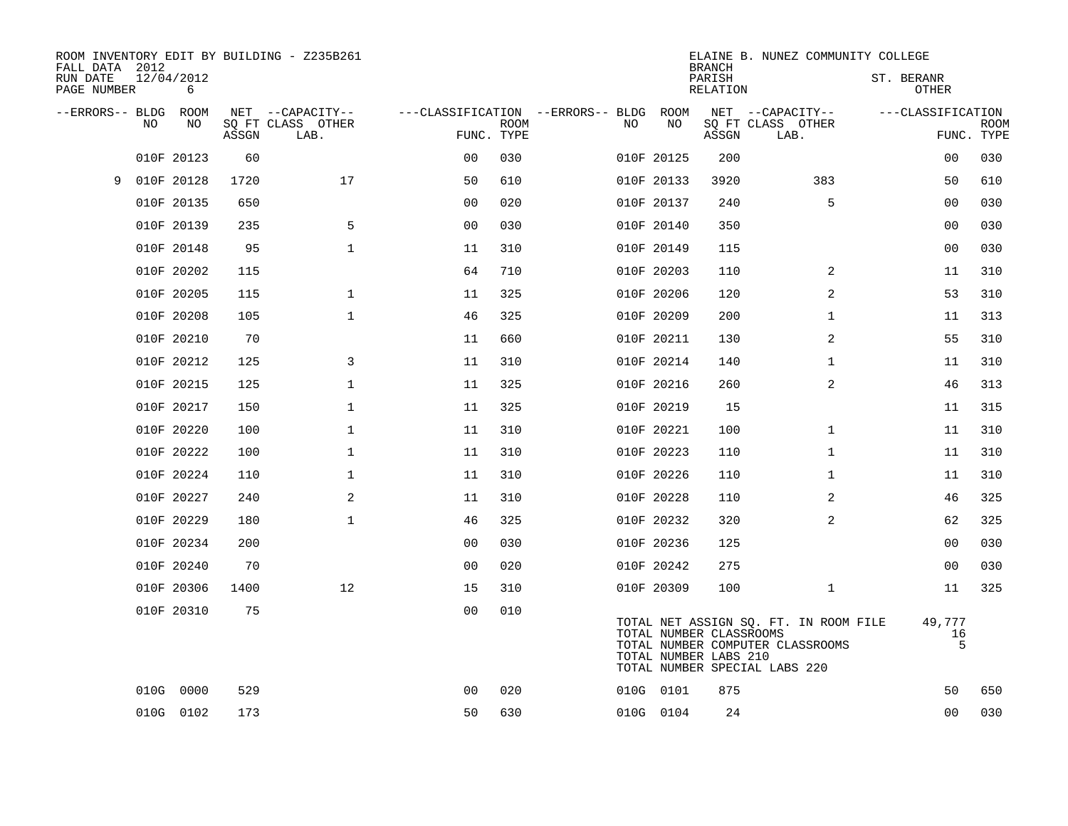ROOM INVENTORY EDIT BY BUILDING - Z235B261
FALL DATA 2012
RUN DATE 12/04/2012
PAGE NUMBER 6

ELAINE B. NUNEZ COMMUNITY COLLEGE
BRANCH
PARISH ST. BERANR
RELATION OTHER

| --ERRORS-- | BLDG NO | ROOM NO | NET SQ FT ASSGN | --CAPACITY-- CLASS LAB. | OTHER | ---CLASSIFICATION FUNC. | ROOM TYPE | --ERRORS-- | BLDG NO | ROOM NO | NET SQ FT ASSGN | --CAPACITY-- CLASS LAB. | OTHER | ---CLASSIFICATION FUNC. | ROOM TYPE |
|---|---|---|---|---|---|---|---|---|---|---|---|---|---|---|---|
| | 010F | 20123 | 60 | | | 00 | 030 | | 010F | 20125 | 200 | | | 00 | 030 |
| 9 | 010F | 20128 | 1720 | | 17 | 50 | 610 | | 010F | 20133 | 3920 | | 383 | 50 | 610 |
| | 010F | 20135 | 650 | | | 00 | 020 | | 010F | 20137 | 240 | | 5 | 00 | 030 |
| | 010F | 20139 | 235 | | 5 | 00 | 030 | | 010F | 20140 | 350 | | | 00 | 030 |
| | 010F | 20148 | 95 | | 1 | 11 | 310 | | 010F | 20149 | 115 | | | 00 | 030 |
| | 010F | 20202 | 115 | | | 64 | 710 | | 010F | 20203 | 110 | | 2 | 11 | 310 |
| | 010F | 20205 | 115 | | 1 | 11 | 325 | | 010F | 20206 | 120 | | 2 | 53 | 310 |
| | 010F | 20208 | 105 | | 1 | 46 | 325 | | 010F | 20209 | 200 | | 1 | 11 | 313 |
| | 010F | 20210 | 70 | | | 11 | 660 | | 010F | 20211 | 130 | | 2 | 55 | 310 |
| | 010F | 20212 | 125 | | 3 | 11 | 310 | | 010F | 20214 | 140 | | 1 | 11 | 310 |
| | 010F | 20215 | 125 | | 1 | 11 | 325 | | 010F | 20216 | 260 | | 2 | 46 | 313 |
| | 010F | 20217 | 150 | | 1 | 11 | 325 | | 010F | 20219 | 15 | | | 11 | 315 |
| | 010F | 20220 | 100 | | 1 | 11 | 310 | | 010F | 20221 | 100 | | 1 | 11 | 310 |
| | 010F | 20222 | 100 | | 1 | 11 | 310 | | 010F | 20223 | 110 | | 1 | 11 | 310 |
| | 010F | 20224 | 110 | | 1 | 11 | 310 | | 010F | 20226 | 110 | | 1 | 11 | 310 |
| | 010F | 20227 | 240 | | 2 | 11 | 310 | | 010F | 20228 | 110 | | 2 | 46 | 325 |
| | 010F | 20229 | 180 | | 1 | 46 | 325 | | 010F | 20232 | 320 | | 2 | 62 | 325 |
| | 010F | 20234 | 200 | | | 00 | 030 | | 010F | 20236 | 125 | | | 00 | 030 |
| | 010F | 20240 | 70 | | | 00 | 020 | | 010F | 20242 | 275 | | | 00 | 030 |
| | 010F | 20306 | 1400 | | 12 | 15 | 310 | | 010F | 20309 | 100 | | 1 | 11 | 325 |
| | 010F | 20310 | 75 | | | 00 | 010 | | | | | | | | |

TOTAL NET ASSIGN SQ. FT. IN ROOM FILE 49,777
TOTAL NUMBER CLASSROOMS 16
TOTAL NUMBER COMPUTER CLASSROOMS 5
TOTAL NUMBER LABS 210
TOTAL NUMBER SPECIAL LABS 220

| --ERRORS-- | BLDG NO | ROOM NO | NET SQ FT ASSGN | --CAPACITY-- CLASS LAB. | OTHER | ---CLASSIFICATION FUNC. | ROOM TYPE | --ERRORS-- | BLDG NO | ROOM NO | NET SQ FT ASSGN | --CAPACITY-- CLASS LAB. | OTHER | ---CLASSIFICATION FUNC. | ROOM TYPE |
|---|---|---|---|---|---|---|---|---|---|---|---|---|---|---|---|
| | 010G | 0000 | 529 | | | 00 | 020 | | 010G | 0101 | 875 | | | 50 | 650 |
| | 010G | 0102 | 173 | | | 50 | 630 | | 010G | 0104 | 24 | | | 00 | 030 |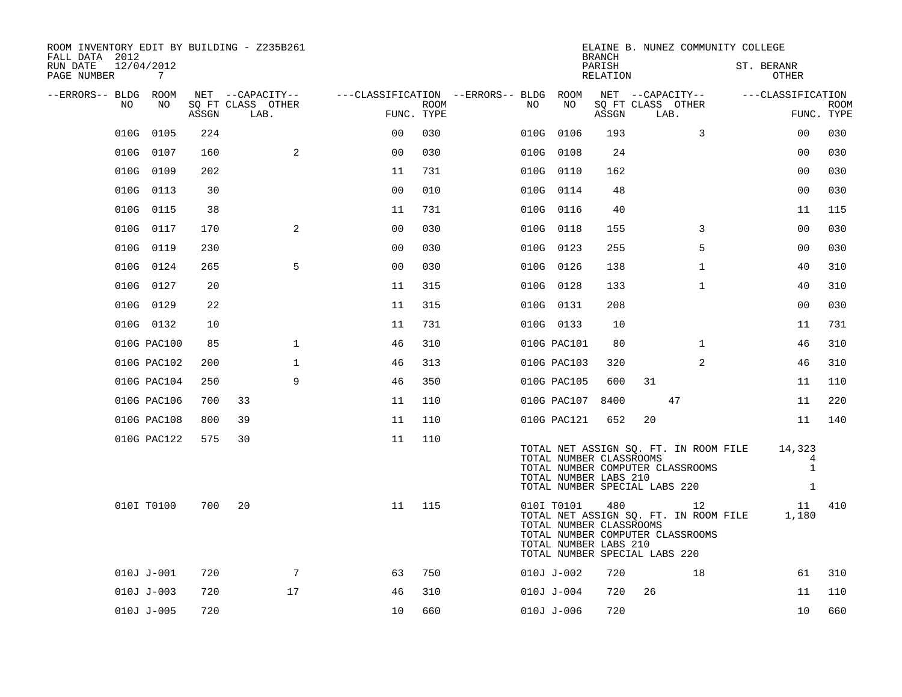ROOM INVENTORY EDIT BY BUILDING - Z235B261
FALL DATA 2012
RUN DATE 12/04/2012
PAGE NUMBER 7

ELAINE B. NUNEZ COMMUNITY COLLEGE
BRANCH
PARISH ST. BERANR
RELATION OTHER

| --ERRORS-- | BLDG NO | ROOM NO | NET SQ FT ASSGN | CAPACITY CLASS | CAPACITY LAB. | CAPACITY OTHER | CLASSIFICATION FUNC. | ROOM TYPE | --ERRORS-- | BLDG NO | ROOM NO | NET SQ FT ASSGN | CAPACITY CLASS | CAPACITY LAB. | CAPACITY OTHER | CLASSIFICATION FUNC. | ROOM TYPE |
|---|---|---|---|---|---|---|---|---|---|---|---|---|---|---|---|---|---|
| | 010G | 0105 | 224 | | | | 00 | 030 | | 010G | 0106 | 193 | | | 3 | 00 | 030 |
| | 010G | 0107 | 160 | | | 2 | 00 | 030 | | 010G | 0108 | 24 | | | | 00 | 030 |
| | 010G | 0109 | 202 | | | | 11 | 731 | | 010G | 0110 | 162 | | | | 00 | 030 |
| | 010G | 0113 | 30 | | | | 00 | 010 | | 010G | 0114 | 48 | | | | 00 | 030 |
| | 010G | 0115 | 38 | | | | 11 | 731 | | 010G | 0116 | 40 | | | | 11 | 115 |
| | 010G | 0117 | 170 | | | 2 | 00 | 030 | | 010G | 0118 | 155 | | | 3 | 00 | 030 |
| | 010G | 0119 | 230 | | | | 00 | 030 | | 010G | 0123 | 255 | | | 5 | 00 | 030 |
| | 010G | 0124 | 265 | | | 5 | 00 | 030 | | 010G | 0126 | 138 | | | 1 | 40 | 310 |
| | 010G | 0127 | 20 | | | | 11 | 315 | | 010G | 0128 | 133 | | | 1 | 40 | 310 |
| | 010G | 0129 | 22 | | | | 11 | 315 | | 010G | 0131 | 208 | | | | 00 | 030 |
| | 010G | 0132 | 10 | | | | 11 | 731 | | 010G | 0133 | 10 | | | | 11 | 731 |
| | 010G | PAC100 | 85 | | | 1 | 46 | 310 | | 010G | PAC101 | 80 | | | 1 | 46 | 310 |
| | 010G | PAC102 | 200 | | | 1 | 46 | 313 | | 010G | PAC103 | 320 | | | 2 | 46 | 310 |
| | 010G | PAC104 | 250 | | | 9 | 46 | 350 | | 010G | PAC105 | 600 | 31 | | | 11 | 110 |
| | 010G | PAC106 | 700 | 33 | | | 11 | 110 | | 010G | PAC107 | 8400 | | 47 | | 11 | 220 |
| | 010G | PAC108 | 800 | 39 | | | 11 | 110 | | 010G | PAC121 | 652 | 20 | | | 11 | 140 |
| | 010G | PAC122 | 575 | 30 | | | 11 | 110 | | | | | | | | | |

TOTAL NET ASSIGN SQ. FT. IN ROOM FILE 14,323
TOTAL NUMBER CLASSROOMS 4
TOTAL NUMBER COMPUTER CLASSROOMS 1
TOTAL NUMBER LABS 210
TOTAL NUMBER SPECIAL LABS 220 1

| --ERRORS-- | BLDG NO | ROOM NO | NET SQ FT ASSGN | CAPACITY CLASS | CAPACITY LAB. | CAPACITY OTHER | CLASSIFICATION FUNC. | ROOM TYPE | --ERRORS-- | BLDG NO | ROOM NO | NET SQ FT ASSGN | CAPACITY CLASS | CAPACITY LAB. | CAPACITY OTHER | CLASSIFICATION FUNC. | ROOM TYPE |
|---|---|---|---|---|---|---|---|---|---|---|---|---|---|---|---|---|---|
| | 010I | T0100 | 700 | 20 | | | 11 | 115 | | 010I | T0101 | 480 | | 12 | | 11 | 410 |

TOTAL NET ASSIGN SQ. FT. IN ROOM FILE 1,180
TOTAL NUMBER CLASSROOMS
TOTAL NUMBER COMPUTER CLASSROOMS
TOTAL NUMBER LABS 210
TOTAL NUMBER SPECIAL LABS 220

| --ERRORS-- | BLDG NO | ROOM NO | NET SQ FT ASSGN | CAPACITY CLASS | CAPACITY LAB. | CAPACITY OTHER | CLASSIFICATION FUNC. | ROOM TYPE | --ERRORS-- | BLDG NO | ROOM NO | NET SQ FT ASSGN | CAPACITY CLASS | CAPACITY LAB. | CAPACITY OTHER | CLASSIFICATION FUNC. | ROOM TYPE |
|---|---|---|---|---|---|---|---|---|---|---|---|---|---|---|---|---|---|
| | 010J | J-001 | 720 | | | 7 | 63 | 750 | | 010J | J-002 | 720 | | | 18 | 61 | 310 |
| | 010J | J-003 | 720 | | | 17 | 46 | 310 | | 010J | J-004 | 720 | 26 | | | 11 | 110 |
| | 010J | J-005 | 720 | | | | 10 | 660 | | 010J | J-006 | 720 | | | | 10 | 660 |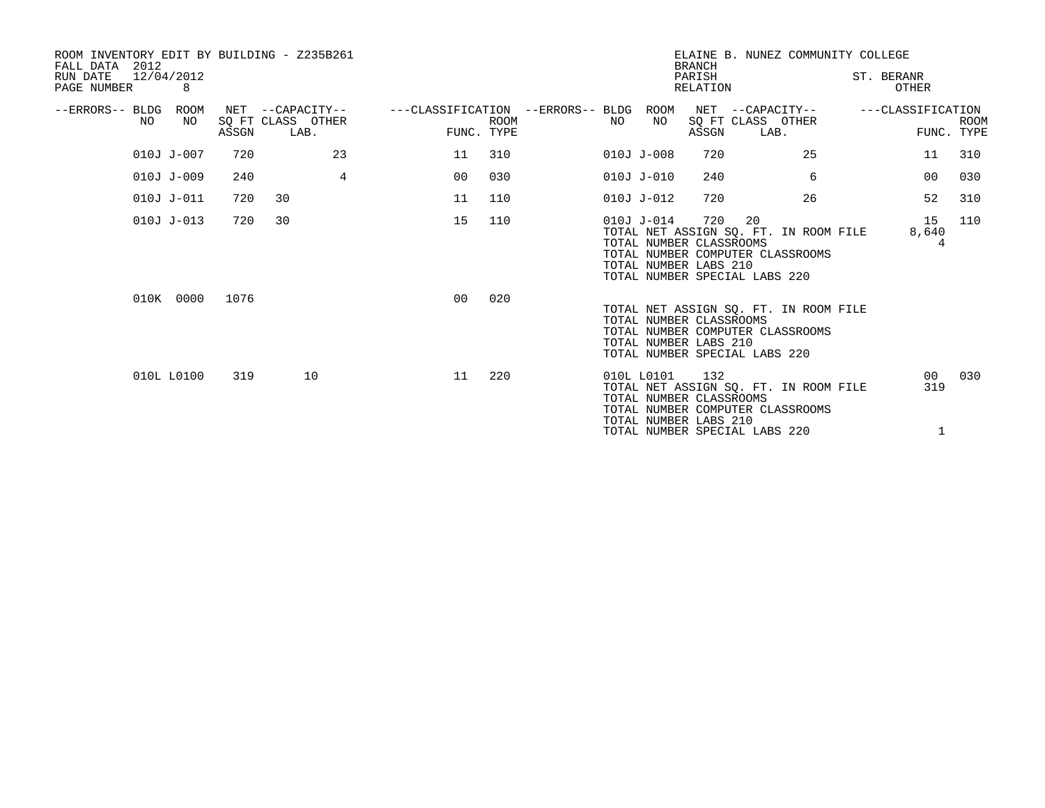ROOM INVENTORY EDIT BY BUILDING - Z235B261
FALL DATA 2012
RUN DATE 12/04/2012
PAGE NUMBER 8

ELAINE B. NUNEZ COMMUNITY COLLEGE
BRANCH
PARISH ST. BERANR
RELATION OTHER

| --ERRORS-- | BLDG NO | ROOM NO | NET SQ FT ASSGN | --CAPACITY-- CLASS | LAB. OTHER | ---CLASSIFICATION FUNC. | ROOM TYPE | --ERRORS-- | BLDG NO | ROOM NO | NET SQ FT ASSGN | --CAPACITY-- CLASS | LAB. OTHER | ---CLASSIFICATION FUNC. | ROOM TYPE |
|---|---|---|---|---|---|---|---|---|---|---|---|---|---|---|---|
| | 010J | J-007 | 720 | | 23 | 11 | 310 | | 010J | J-008 | 720 | | 25 | 11 | 310 |
| | 010J | J-009 | 240 | | 4 | 00 | 030 | | 010J | J-010 | 240 | | 6 | 00 | 030 |
| | 010J | J-011 | 720 | 30 | | 11 | 110 | | 010J | J-012 | 720 | | 26 | 52 | 310 |
| | 010J | J-013 | 720 | 30 | | 15 | 110 | | 010J | J-014 | 720 | 20 | | 15 | 110 |
| | | | | | | | | | TOTAL NET ASSIGN SQ. FT. IN ROOM FILE | | | | | 8,640 | |
| | | | | | | | | | TOTAL NUMBER CLASSROOMS | | | | | 4 | |
| | | | | | | | | | TOTAL NUMBER COMPUTER CLASSROOMS | | | | | | |
| | | | | | | | | | TOTAL NUMBER LABS 210 | | | | | | |
| | | | | | | | | | TOTAL NUMBER SPECIAL LABS 220 | | | | | | |
| | 010K | 0000 | 1076 | | | 00 | 020 | | | | | | | | |
| | | | | | | | | | TOTAL NET ASSIGN SQ. FT. IN ROOM FILE | | | | | | |
| | | | | | | | | | TOTAL NUMBER CLASSROOMS | | | | | | |
| | | | | | | | | | TOTAL NUMBER COMPUTER CLASSROOMS | | | | | | |
| | | | | | | | | | TOTAL NUMBER LABS 210 | | | | | | |
| | | | | | | | | | TOTAL NUMBER SPECIAL LABS 220 | | | | | | |
| | 010L | L0100 | 319 | | 10 | 11 | 220 | | 010L | L0101 | 132 | | | 00 | 030 |
| | | | | | | | | | TOTAL NET ASSIGN SQ. FT. IN ROOM FILE | | | | | 319 | |
| | | | | | | | | | TOTAL NUMBER CLASSROOMS | | | | | | |
| | | | | | | | | | TOTAL NUMBER COMPUTER CLASSROOMS | | | | | | |
| | | | | | | | | | TOTAL NUMBER LABS 210 | | | | | | |
| | | | | | | | | | TOTAL NUMBER SPECIAL LABS 220 | | | | | 1 | |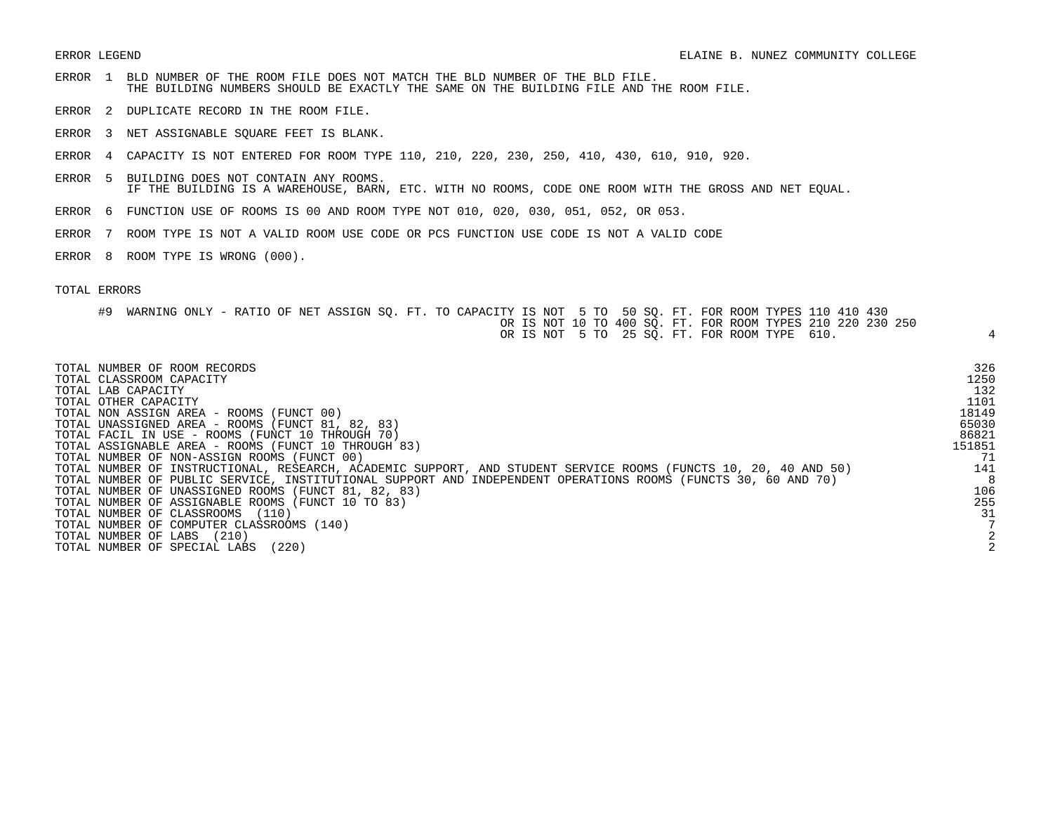ERROR LEGEND

ELAINE B. NUNEZ COMMUNITY COLLEGE

ERROR 1 BLD NUMBER OF THE ROOM FILE DOES NOT MATCH THE BLD NUMBER OF THE BLD FILE.
THE BUILDING NUMBERS SHOULD BE EXACTLY THE SAME ON THE BUILDING FILE AND THE ROOM FILE.

ERROR 2 DUPLICATE RECORD IN THE ROOM FILE.

ERROR 3 NET ASSIGNABLE SQUARE FEET IS BLANK.

ERROR 4 CAPACITY IS NOT ENTERED FOR ROOM TYPE 110, 210, 220, 230, 250, 410, 430, 610, 910, 920.

ERROR 5 BUILDING DOES NOT CONTAIN ANY ROOMS.
IF THE BUILDING IS A WAREHOUSE, BARN, ETC. WITH NO ROOMS, CODE ONE ROOM WITH THE GROSS AND NET EQUAL.

ERROR 6 FUNCTION USE OF ROOMS IS 00 AND ROOM TYPE NOT 010, 020, 030, 051, 052, OR 053.

ERROR 7 ROOM TYPE IS NOT A VALID ROOM USE CODE OR PCS FUNCTION USE CODE IS NOT A VALID CODE

ERROR 8 ROOM TYPE IS WRONG (000).

TOTAL ERRORS

| | |
|---|---|
| #9 WARNING ONLY - RATIO OF NET ASSIGN SQ. FT. TO CAPACITY IS NOT 5 TO 50 SQ. FT. FOR ROOM TYPES 110 410 430 OR IS NOT 10 TO 400 SQ. FT. FOR ROOM TYPES 210 220 230 250 OR IS NOT 5 TO 25 SQ. FT. FOR ROOM TYPE 610. | 4 |

| | |
|---|---|
| TOTAL NUMBER OF ROOM RECORDS | 326 |
| TOTAL CLASSROOM CAPACITY | 1250 |
| TOTAL LAB CAPACITY | 132 |
| TOTAL OTHER CAPACITY | 1101 |
| TOTAL NON ASSIGN AREA - ROOMS (FUNCT 00) | 18149 |
| TOTAL UNASSIGNED AREA - ROOMS (FUNCT 81, 82, 83) | 65030 |
| TOTAL FACIL IN USE - ROOMS (FUNCT 10 THROUGH 70) | 86821 |
| TOTAL ASSIGNABLE AREA - ROOMS (FUNCT 10 THROUGH 83) | 151851 |
| TOTAL NUMBER OF NON-ASSIGN ROOMS (FUNCT 00) | 71 |
| TOTAL NUMBER OF INSTRUCTIONAL, RESEARCH, ACADEMIC SUPPORT, AND STUDENT SERVICE ROOMS (FUNCTS 10, 20, 40 AND 50) | 141 |
| TOTAL NUMBER OF PUBLIC SERVICE, INSTITUTIONAL SUPPORT AND INDEPENDENT OPERATIONS ROOMS (FUNCTS 30, 60 AND 70) | 8 |
| TOTAL NUMBER OF UNASSIGNED ROOMS (FUNCT 81, 82, 83) | 106 |
| TOTAL NUMBER OF ASSIGNABLE ROOMS (FUNCT 10 TO 83) | 255 |
| TOTAL NUMBER OF CLASSROOMS (110) | 31 |
| TOTAL NUMBER OF COMPUTER CLASSROOMS (140) | 7 |
| TOTAL NUMBER OF LABS (210) | 2 |
| TOTAL NUMBER OF SPECIAL LABS (220) | 2 |